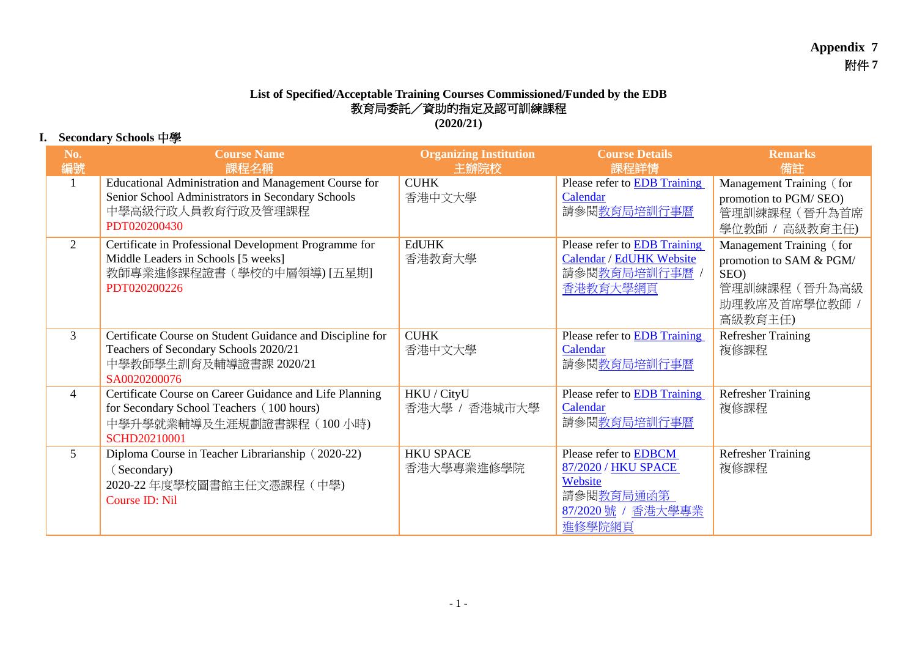**Appendix 7**
**附件 7**

**List of Specified/Acceptable Training Courses Commissioned/Funded by the EDB**
**教育局委託／資助的指定及認可訓練課程**
**(2020/21)**

## I. Secondary Schools 中學

| No.<br>編號 | Course Name<br>課程名稱 | Organizing Institution<br>主辦院校 | Course Details<br>課程詳情 | Remarks<br>備註 |
|---|---|---|---|---|
| 1 | Educational Administration and Management Course for Senior School Administrators in Secondary Schools<br>中學高級行政人員教育行政及管理課程<br>PDT020200430 | CUHK<br>香港中文大學 | Please refer to EDB Training Calendar<br>請參閱教育局培訓行事曆 | Management Training（for promotion to PGM/ SEO)<br>管理訓練課程（晉升為首席學位教師 / 高級教育主任) |
| 2 | Certificate in Professional Development Programme for Middle Leaders in Schools [5 weeks]<br>教師專業進修課程證書（學校的中層領導) [五星期]<br>PDT020200226 | EdUHK<br>香港教育大學 | Please refer to EDB Training Calendar / EdUHK Website<br>請參閱教育局培訓行事曆 / 香港教育大學網頁 | Management Training（for promotion to SAM & PGM/ SEO)<br>管理訓練課程（晉升為高級助理教席及首席學位教師 / 高級教育主任) |
| 3 | Certificate Course on Student Guidance and Discipline for Teachers of Secondary Schools 2020/21<br>中學教師學生訓育及輔導證書課 2020/21<br>SA0020200076 | CUHK<br>香港中文大學 | Please refer to EDB Training Calendar<br>請參閱教育局培訓行事曆 | Refresher Training<br>複修課程 |
| 4 | Certificate Course on Career Guidance and Life Planning for Secondary School Teachers（100 hours)<br>中學升學就業輔導及生涯規劃證書課程（100 小時)<br>SCHD20210001 | HKU / CityU<br>香港大學 / 香港城市大學 | Please refer to EDB Training Calendar<br>請參閱教育局培訓行事曆 | Refresher Training<br>複修課程 |
| 5 | Diploma Course in Teacher Librarianship（2020-22)（Secondary)<br>2020-22 年度學校圖書館主任文憑課程（中學)<br>Course ID: Nil | HKU SPACE<br>香港大學專業進修學院 | Please refer to EDBCM 87/2020 / HKU SPACE Website<br>請參閱教育局通函第 87/2020 號 / 香港大學專業進修學院網頁 | Refresher Training<br>複修課程 |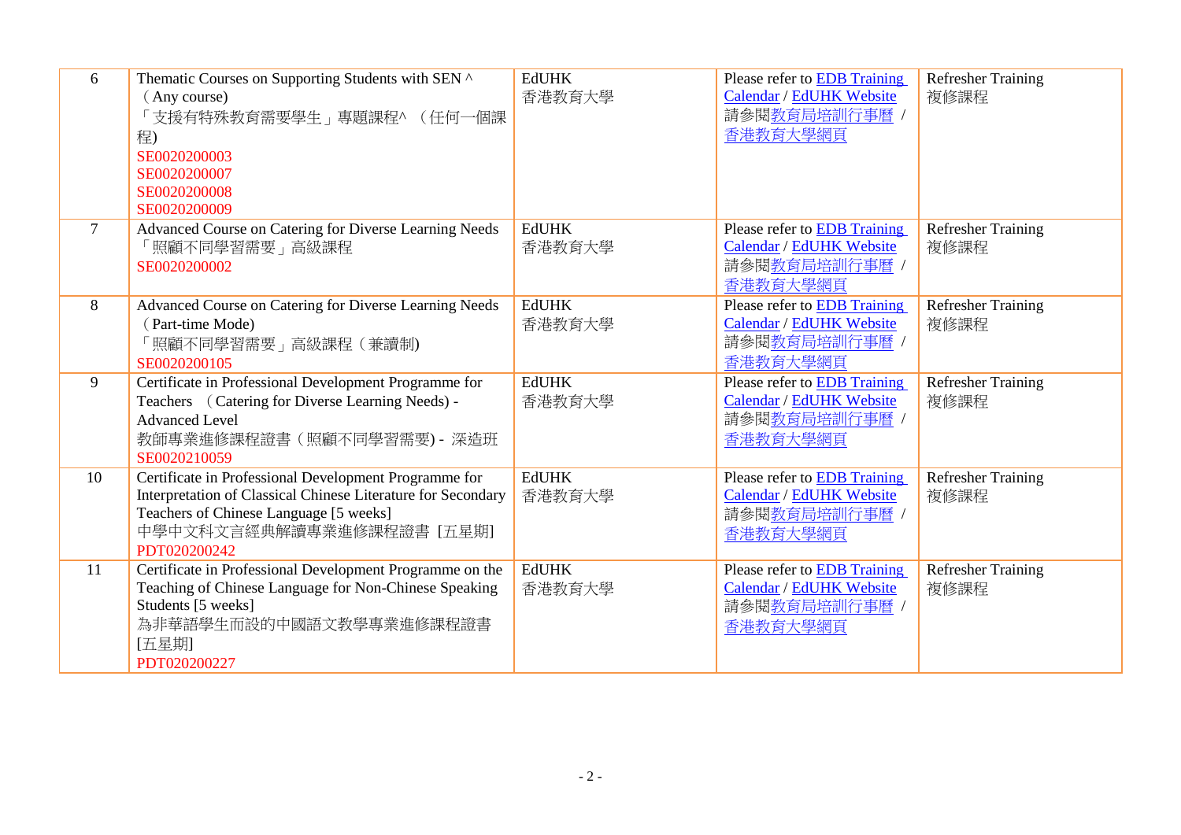| | | | | |
|---|---|---|---|---|
| 6 | Thematic Courses on Supporting Students with SEN ^ （Any course)<br>「支援有特殊教育需要學生」專題課程^ （任何一個課程)<br>SE0020200003<br>SE0020200007<br>SE0020200008<br>SE0020200009 | EdUHK<br>香港教育大學 | Please refer to EDB Training Calendar / EdUHK Website<br>請參閱教育局培訓行事曆 / 香港教育大學網頁 | Refresher Training<br>複修課程 |
| 7 | Advanced Course on Catering for Diverse Learning Needs<br>「照顧不同學習需要」高級課程<br>SE0020200002 | EdUHK<br>香港教育大學 | Please refer to EDB Training Calendar / EdUHK Website<br>請參閱教育局培訓行事曆 / 香港教育大學網頁 | Refresher Training<br>複修課程 |
| 8 | Advanced Course on Catering for Diverse Learning Needs （Part-time Mode)<br>「照顧不同學習需要」高級課程（兼讀制)<br>SE0020200105 | EdUHK<br>香港教育大學 | Please refer to EDB Training Calendar / EdUHK Website<br>請參閱教育局培訓行事曆 / 香港教育大學網頁 | Refresher Training<br>複修課程 |
| 9 | Certificate in Professional Development Programme for Teachers （Catering for Diverse Learning Needs) - Advanced Level<br>教師專業進修課程證書（照顧不同學習需要) - 深造班<br>SE0020210059 | EdUHK<br>香港教育大學 | Please refer to EDB Training Calendar / EdUHK Website<br>請參閱教育局培訓行事曆 / 香港教育大學網頁 | Refresher Training<br>複修課程 |
| 10 | Certificate in Professional Development Programme for Interpretation of Classical Chinese Literature for Secondary Teachers of Chinese Language [5 weeks]<br>中學中文科文言經典解讀專業進修課程證書 [五星期]<br>PDT020200242 | EdUHK<br>香港教育大學 | Please refer to EDB Training Calendar / EdUHK Website<br>請參閱教育局培訓行事曆 / 香港教育大學網頁 | Refresher Training<br>複修課程 |
| 11 | Certificate in Professional Development Programme on the Teaching of Chinese Language for Non-Chinese Speaking Students [5 weeks]<br>為非華語學生而設的中國語文教學專業進修課程證書 [五星期]<br>PDT020200227 | EdUHK<br>香港教育大學 | Please refer to EDB Training Calendar / EdUHK Website<br>請參閱教育局培訓行事曆 / 香港教育大學網頁 | Refresher Training<br>複修課程 |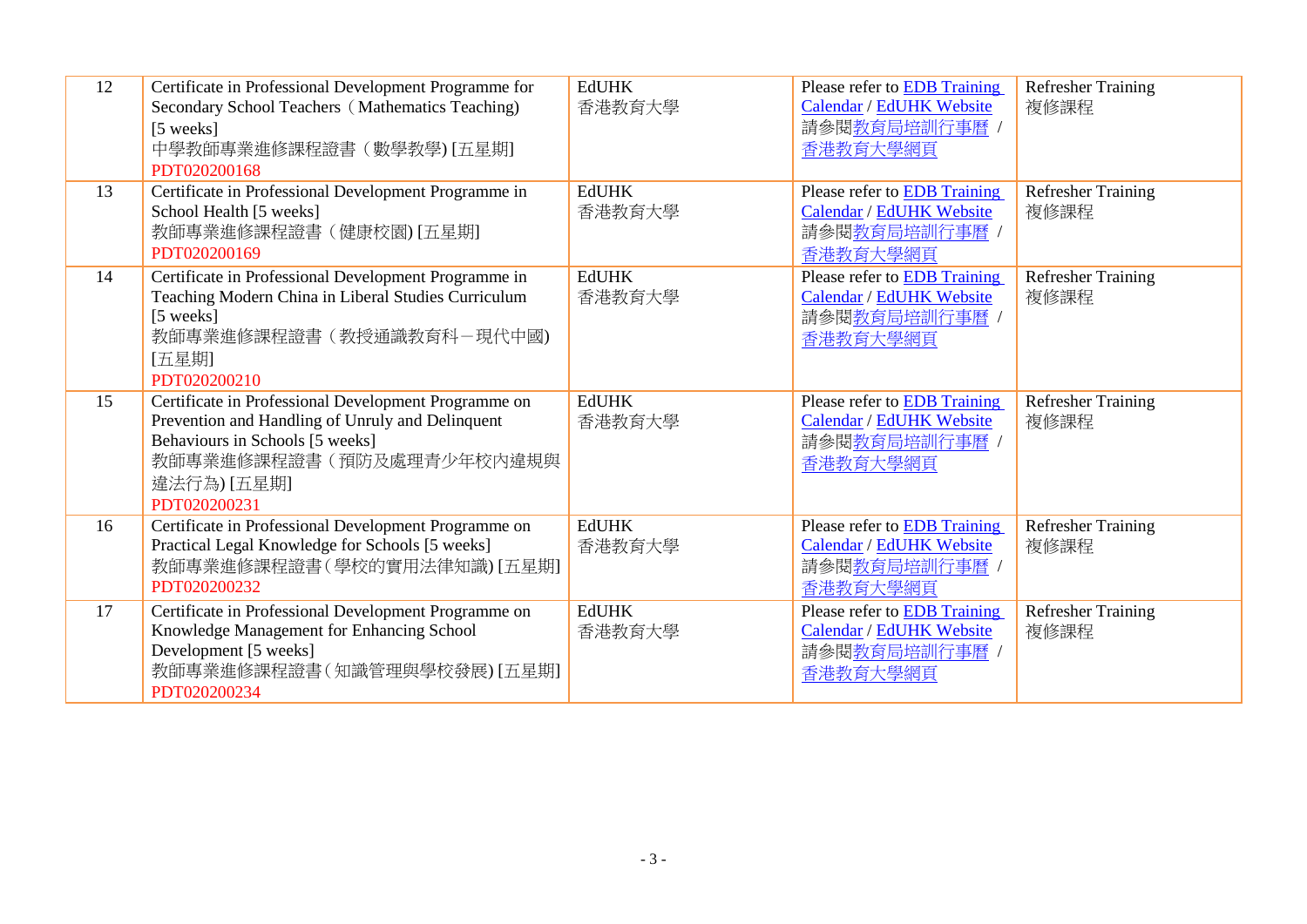| 12 | Certificate in Professional Development Programme for Secondary School Teachers（Mathematics Teaching) [5 weeks]<br>中學教師專業進修課程證書（數學教學) [五星期]<br>PDT020200168 | EdUHK<br>香港教育大學 | Please refer to EDB Training Calendar / EdUHK Website<br>請參閱教育局培訓行事曆 / 香港教育大學網頁 | Refresher Training<br>複修課程 |
|---|---|---|---|---|
| 13 | Certificate in Professional Development Programme in School Health [5 weeks]<br>教師專業進修課程證書（健康校園) [五星期]<br>PDT020200169 | EdUHK<br>香港教育大學 | Please refer to EDB Training Calendar / EdUHK Website<br>請參閱教育局培訓行事曆 / 香港教育大學網頁 | Refresher Training<br>複修課程 |
| 14 | Certificate in Professional Development Programme in Teaching Modern China in Liberal Studies Curriculum [5 weeks]<br>教師專業進修課程證書（教授通識教育科－現代中國) [五星期]<br>PDT020200210 | EdUHK<br>香港教育大學 | Please refer to EDB Training Calendar / EdUHK Website<br>請參閱教育局培訓行事曆 / 香港教育大學網頁 | Refresher Training<br>複修課程 |
| 15 | Certificate in Professional Development Programme on Prevention and Handling of Unruly and Delinquent Behaviours in Schools [5 weeks]<br>教師專業進修課程證書（預防及處理青少年校內違規與違法行為) [五星期]<br>PDT020200231 | EdUHK<br>香港教育大學 | Please refer to EDB Training Calendar / EdUHK Website<br>請參閱教育局培訓行事曆 / 香港教育大學網頁 | Refresher Training<br>複修課程 |
| 16 | Certificate in Professional Development Programme on Practical Legal Knowledge for Schools [5 weeks]<br>教師專業進修課程證書（學校的實用法律知識) [五星期]<br>PDT020200232 | EdUHK<br>香港教育大學 | Please refer to EDB Training Calendar / EdUHK Website<br>請參閱教育局培訓行事曆 / 香港教育大學網頁 | Refresher Training<br>複修課程 |
| 17 | Certificate in Professional Development Programme on Knowledge Management for Enhancing School Development [5 weeks]<br>教師專業進修課程證書（知識管理與學校發展) [五星期]<br>PDT020200234 | EdUHK<br>香港教育大學 | Please refer to EDB Training Calendar / EdUHK Website<br>請參閱教育局培訓行事曆 / 香港教育大學網頁 | Refresher Training<br>複修課程 |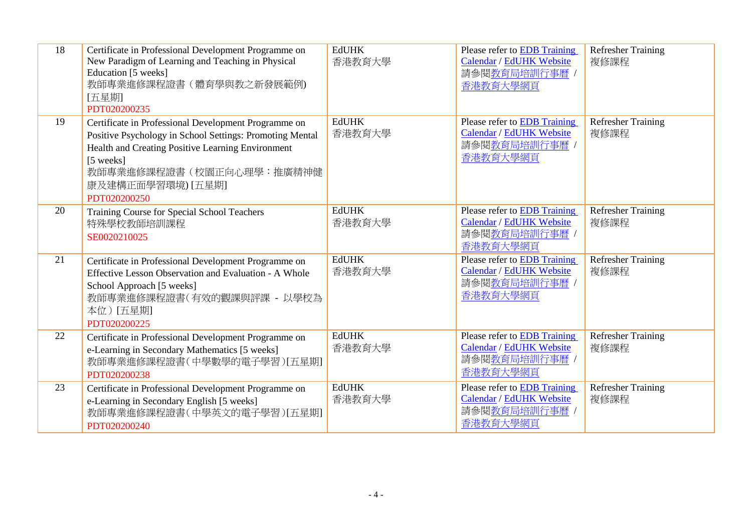| 18 | Certificate in Professional Development Programme on New Paradigm of Learning and Teaching in Physical Education [5 weeks]<br>教師專業進修課程證書（體育學與教之新發展範例) [五星期]<br>PDT020200235 | EdUHK<br>香港教育大學 | Please refer to EDB Training Calendar / EdUHK Website<br>請參閱教育局培訓行事曆 / 香港教育大學網頁 | Refresher Training<br>複修課程 |
|---|---|---|---|---|
| 19 | Certificate in Professional Development Programme on Positive Psychology in School Settings: Promoting Mental Health and Creating Positive Learning Environment [5 weeks]<br>教師專業進修課程證書（校園正向心理學：推廣精神健康及建構正面學習環境) [五星期]<br>PDT020200250 | EdUHK<br>香港教育大學 | Please refer to EDB Training Calendar / EdUHK Website<br>請參閱教育局培訓行事曆 / 香港教育大學網頁 | Refresher Training<br>複修課程 |
| 20 | Training Course for Special School Teachers<br>特殊學校教師培訓課程<br>SE0020210025 | EdUHK<br>香港教育大學 | Please refer to EDB Training Calendar / EdUHK Website<br>請參閱教育局培訓行事曆 / 香港教育大學網頁 | Refresher Training<br>複修課程 |
| 21 | Certificate in Professional Development Programme on Effective Lesson Observation and Evaluation - A Whole School Approach [5 weeks]<br>教師專業進修課程證書（有效的觀課與評課 - 以學校為本位）[五星期]<br>PDT020200225 | EdUHK<br>香港教育大學 | Please refer to EDB Training Calendar / EdUHK Website<br>請參閱教育局培訓行事曆 / 香港教育大學網頁 | Refresher Training<br>複修課程 |
| 22 | Certificate in Professional Development Programme on e-Learning in Secondary Mathematics [5 weeks]<br>教師專業進修課程證書（中學數學的電子學習）[五星期]<br>PDT020200238 | EdUHK<br>香港教育大學 | Please refer to EDB Training Calendar / EdUHK Website<br>請參閱教育局培訓行事曆 / 香港教育大學網頁 | Refresher Training<br>複修課程 |
| 23 | Certificate in Professional Development Programme on e-Learning in Secondary English [5 weeks]<br>教師專業進修課程證書（中學英文的電子學習）[五星期]<br>PDT020200240 | EdUHK<br>香港教育大學 | Please refer to EDB Training Calendar / EdUHK Website<br>請參閱教育局培訓行事曆 / 香港教育大學網頁 | Refresher Training<br>複修課程 |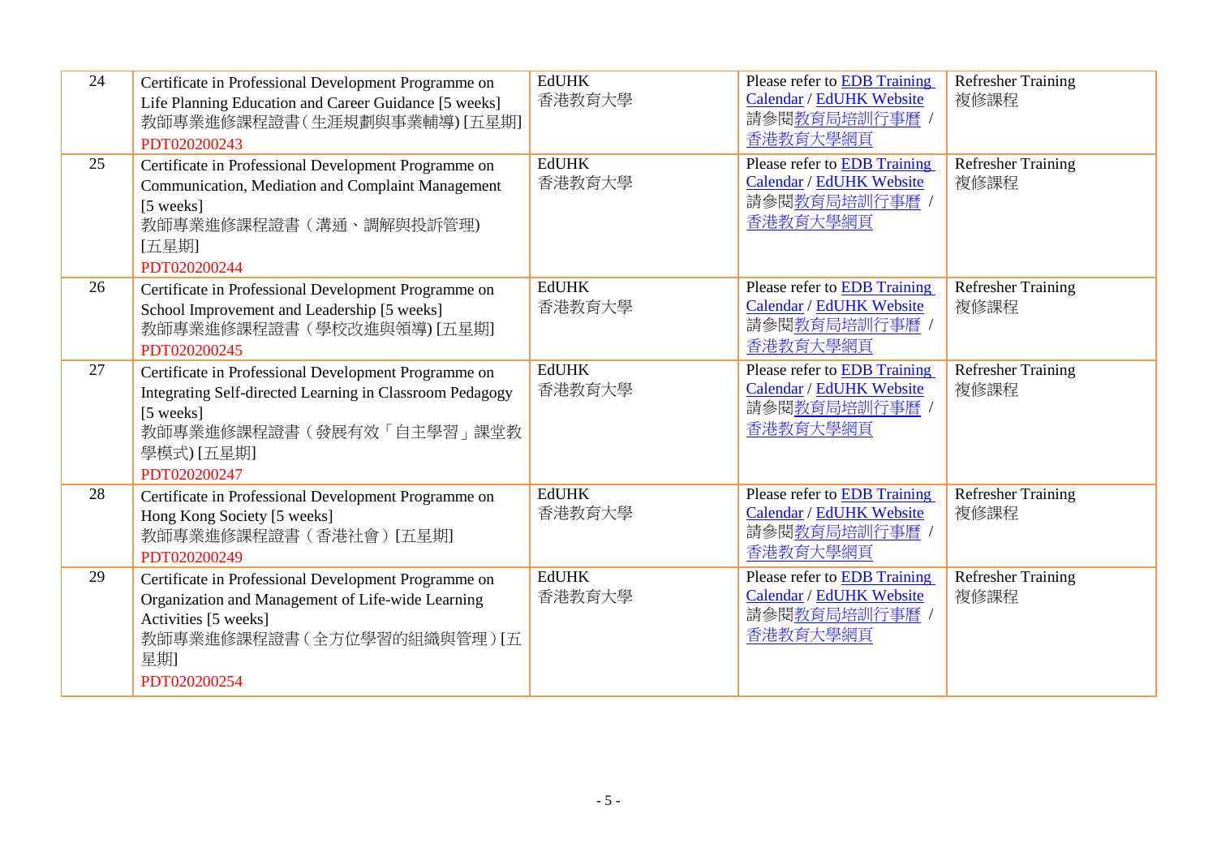| 24 | Certificate in Professional Development Programme on Life Planning Education and Career Guidance [5 weeks]<br>教師專業進修課程證書(生涯規劃與事業輔導) [五星期]<br>PDT020200243 | EdUHK<br>香港教育大學 | Please refer to EDB Training Calendar / EdUHK Website<br>請參閱教育局培訓行事曆 / 香港教育大學網頁 | Refresher Training<br>複修課程 |
|---|---|---|---|---|
| 25 | Certificate in Professional Development Programme on Communication, Mediation and Complaint Management [5 weeks]<br>教師專業進修課程證書（溝通、調解與投訴管理) [五星期]<br>PDT020200244 | EdUHK<br>香港教育大學 | Please refer to EDB Training Calendar / EdUHK Website<br>請參閱教育局培訓行事曆 / 香港教育大學網頁 | Refresher Training<br>複修課程 |
| 26 | Certificate in Professional Development Programme on School Improvement and Leadership [5 weeks]<br>教師專業進修課程證書（學校改進與領導) [五星期]<br>PDT020200245 | EdUHK<br>香港教育大學 | Please refer to EDB Training Calendar / EdUHK Website<br>請參閱教育局培訓行事曆 / 香港教育大學網頁 | Refresher Training<br>複修課程 |
| 27 | Certificate in Professional Development Programme on Integrating Self-directed Learning in Classroom Pedagogy [5 weeks]<br>教師專業進修課程證書（發展有效「自主學習」課堂教學模式) [五星期]<br>PDT020200247 | EdUHK<br>香港教育大學 | Please refer to EDB Training Calendar / EdUHK Website<br>請參閱教育局培訓行事曆 / 香港教育大學網頁 | Refresher Training<br>複修課程 |
| 28 | Certificate in Professional Development Programme on Hong Kong Society [5 weeks]<br>教師專業進修課程證書（香港社會）[五星期]<br>PDT020200249 | EdUHK<br>香港教育大學 | Please refer to EDB Training Calendar / EdUHK Website<br>請參閱教育局培訓行事曆 / 香港教育大學網頁 | Refresher Training<br>複修課程 |
| 29 | Certificate in Professional Development Programme on Organization and Management of Life-wide Learning Activities [5 weeks]<br>教師專業進修課程證書（全方位學習的組織與管理）[五星期]<br>PDT020200254 | EdUHK<br>香港教育大學 | Please refer to EDB Training Calendar / EdUHK Website<br>請參閱教育局培訓行事曆 / 香港教育大學網頁 | Refresher Training<br>複修課程 |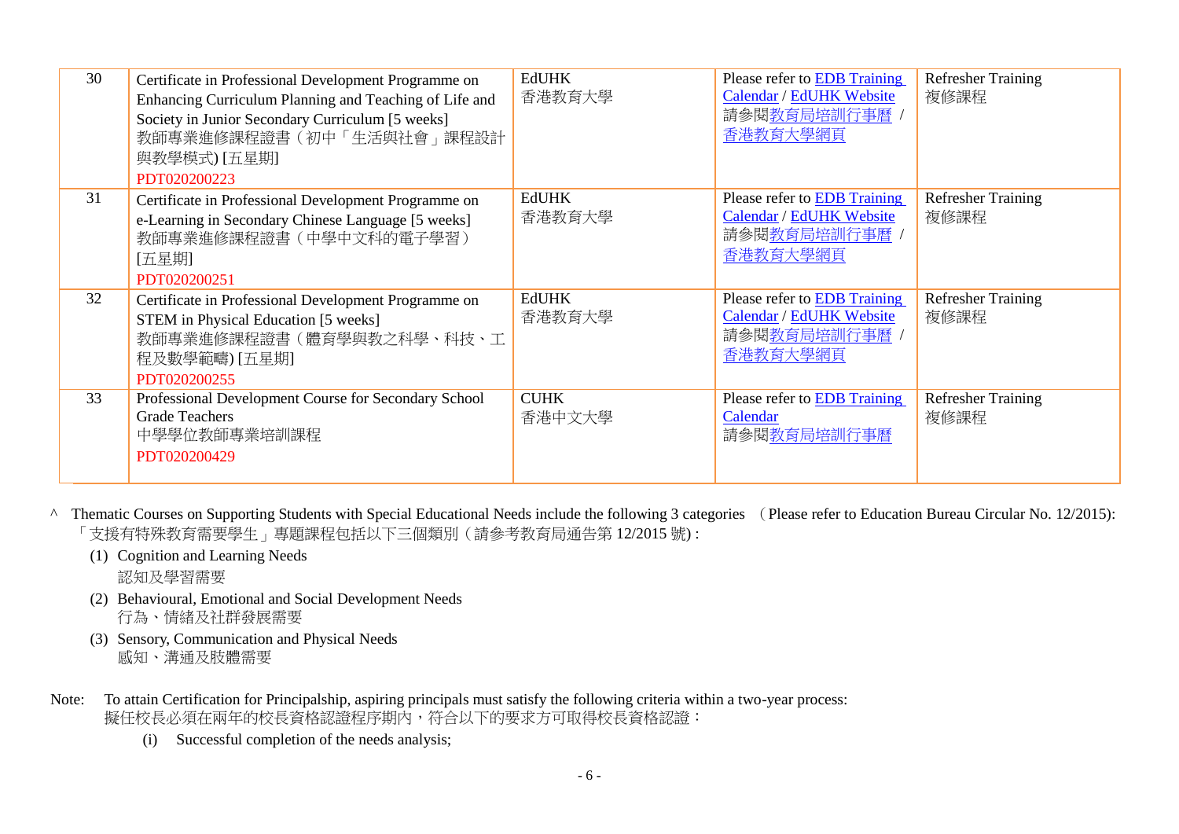| 30 | Certificate in Professional Development Programme on Enhancing Curriculum Planning and Teaching of Life and Society in Junior Secondary Curriculum [5 weeks]<br>教師專業進修課程證書（初中「生活與社會」課程設計與教學模式) [五星期]<br>PDT020200223 | EdUHK<br>香港教育大學 | Please refer to EDB Training Calendar / EdUHK Website<br>請參閱教育局培訓行事曆 / 香港教育大學網頁 | Refresher Training<br>複修課程 |
|---|---|---|---|---|
| 31 | Certificate in Professional Development Programme on e-Learning in Secondary Chinese Language [5 weeks]<br>教師專業進修課程證書（中學中文科的電子學習）[五星期]<br>PDT020200251 | EdUHK<br>香港教育大學 | Please refer to EDB Training Calendar / EdUHK Website<br>請參閱教育局培訓行事曆 / 香港教育大學網頁 | Refresher Training<br>複修課程 |
| 32 | Certificate in Professional Development Programme on STEM in Physical Education [5 weeks]<br>教師專業進修課程證書（體育學與教之科學、科技、工程及數學範疇) [五星期]<br>PDT020200255 | EdUHK<br>香港教育大學 | Please refer to EDB Training Calendar / EdUHK Website<br>請參閱教育局培訓行事曆 / 香港教育大學網頁 | Refresher Training<br>複修課程 |
| 33 | Professional Development Course for Secondary School Grade Teachers<br>中學學位教師專業培訓課程<br>PDT020200429 | CUHK<br>香港中文大學 | Please refer to EDB Training Calendar<br>請參閱教育局培訓行事曆 | Refresher Training<br>複修課程 |

^ Thematic Courses on Supporting Students with Special Educational Needs include the following 3 categories （Please refer to Education Bureau Circular No. 12/2015):
「支援有特殊教育需要學生」專題課程包括以下三個類別（請參考教育局通告第 12/2015 號) :

(1) Cognition and Learning Needs
認知及學習需要

(2) Behavioural, Emotional and Social Development Needs
行為、情緒及社群發展需要

(3) Sensory, Communication and Physical Needs
感知、溝通及肢體需要

Note: To attain Certification for Principalship, aspiring principals must satisfy the following criteria within a two-year process:
擬任校長必須在兩年的校長資格認證程序期內，符合以下的要求方可取得校長資格認證：

(i) Successful completion of the needs analysis;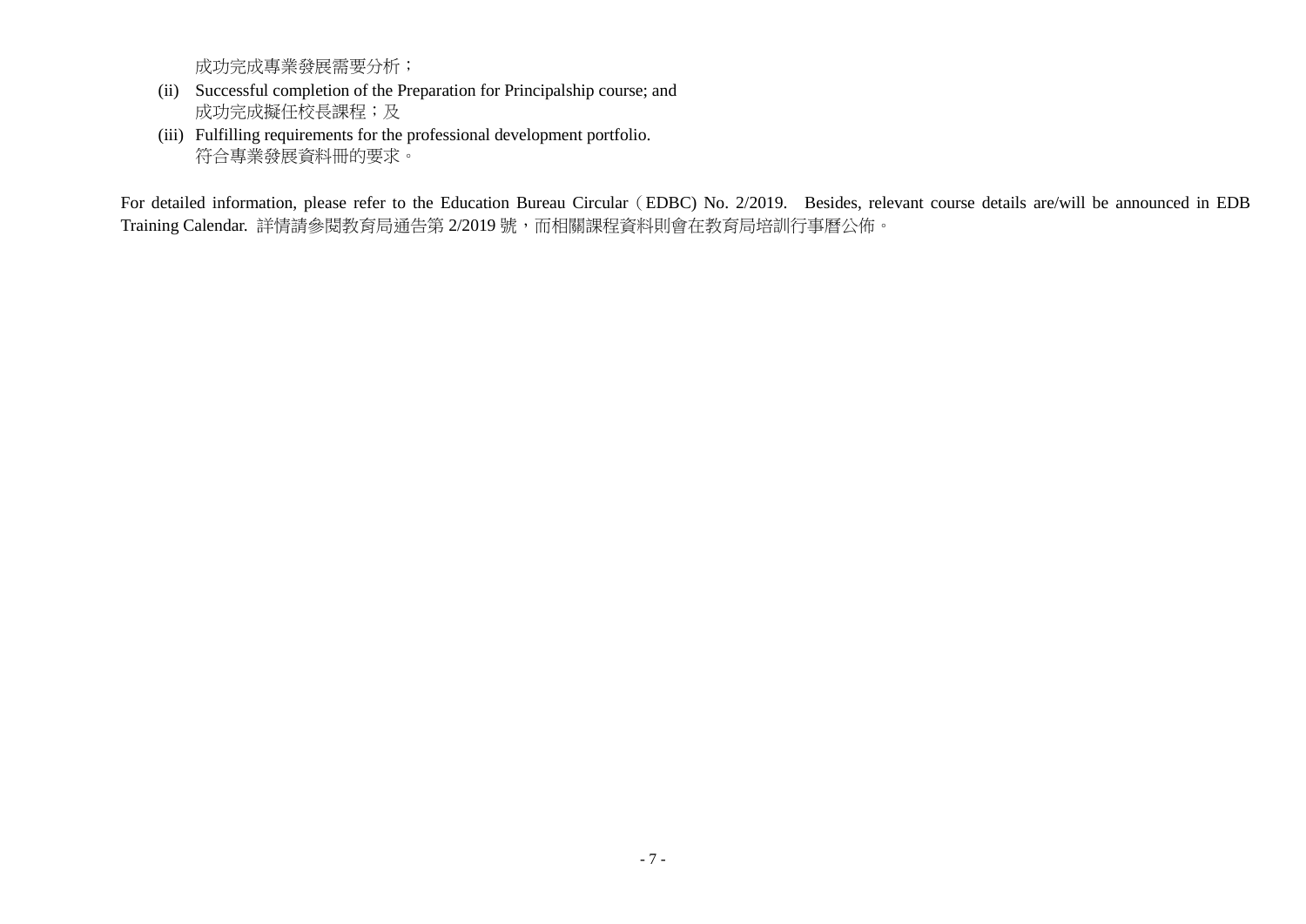成功完成專業發展需要分析；

(ii) Successful completion of the Preparation for Principalship course; and
成功完成擬任校長課程；及

(iii) Fulfilling requirements for the professional development portfolio.
符合專業發展資料冊的要求。

For detailed information, please refer to the Education Bureau Circular (EDBC) No. 2/2019. Besides, relevant course details are/will be announced in EDB Training Calendar. 詳情請參閱教育局通告第 2/2019 號，而相關課程資料則會在教育局培訓行事曆公佈。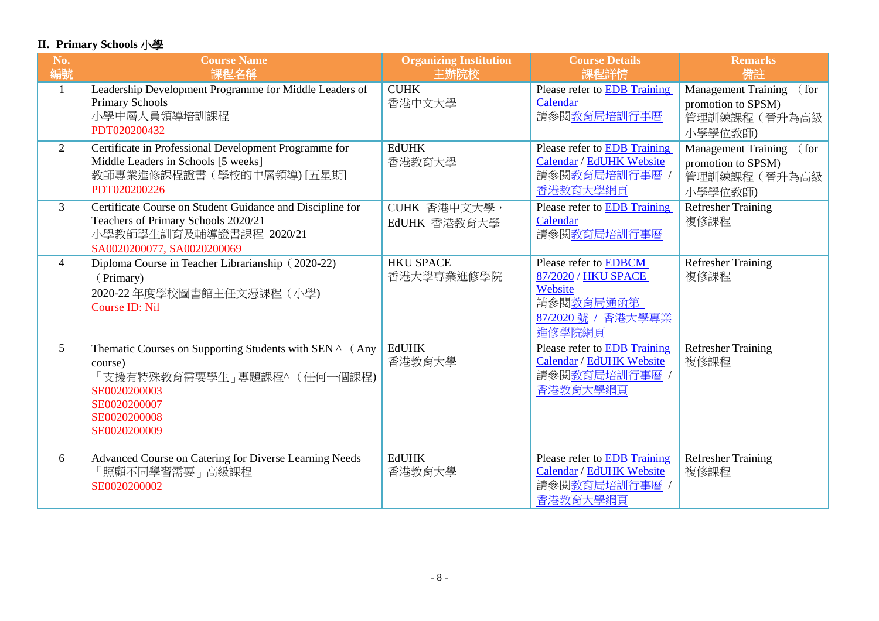## II. Primary Schools 小學

| No. 編號 | Course Name 課程名稱 | Organizing Institution 主辦院校 | Course Details 課程詳情 | Remarks 備註 |
|---|---|---|---|---|
| 1 | Leadership Development Programme for Middle Leaders of Primary Schools<br>小學中層人員領導培訓課程<br>PDT020200432 | CUHK<br>香港中文大學 | Please refer to EDB Training Calendar<br>請參閱教育局培訓行事曆 | Management Training (for promotion to SPSM)<br>管理訓練課程（晉升為高級小學學位教師) |
| 2 | Certificate in Professional Development Programme for Middle Leaders in Schools [5 weeks]<br>教師專業進修課程證書（學校的中層領導) [五星期]<br>PDT020200226 | EdUHK<br>香港教育大學 | Please refer to EDB Training Calendar / EdUHK Website<br>請參閱教育局培訓行事曆 / 香港教育大學網頁 | Management Training (for promotion to SPSM)<br>管理訓練課程（晉升為高級小學學位教師) |
| 3 | Certificate Course on Student Guidance and Discipline for Teachers of Primary Schools 2020/21<br>小學教師學生訓育及輔導證書課程 2020/21<br>SA0020200077, SA0020200069 | CUHK 香港中文大學，<br>EdUHK 香港教育大學 | Please refer to EDB Training Calendar<br>請參閱教育局培訓行事曆 | Refresher Training<br>複修課程 |
| 4 | Diploma Course in Teacher Librarianship（2020-22)（Primary)<br>2020-22 年度學校圖書館主任文憑課程（小學)<br>Course ID: Nil | HKU SPACE<br>香港大學專業進修學院 | Please refer to EDBCM 87/2020 / HKU SPACE Website<br>請參閱教育局通函第 87/2020 號 / 香港大學專業進修學院網頁 | Refresher Training<br>複修課程 |
| 5 | Thematic Courses on Supporting Students with SEN ^ （Any course)<br>「支援有特殊教育需要學生」專題課程^（任何一個課程)<br>SE0020200003<br>SE0020200007<br>SE0020200008<br>SE0020200009 | EdUHK<br>香港教育大學 | Please refer to EDB Training Calendar / EdUHK Website<br>請參閱教育局培訓行事曆 / 香港教育大學網頁 | Refresher Training<br>複修課程 |
| 6 | Advanced Course on Catering for Diverse Learning Needs<br>「照顧不同學習需要」高級課程<br>SE0020200002 | EdUHK<br>香港教育大學 | Please refer to EDB Training Calendar / EdUHK Website<br>請參閱教育局培訓行事曆 / 香港教育大學網頁 | Refresher Training<br>複修課程 |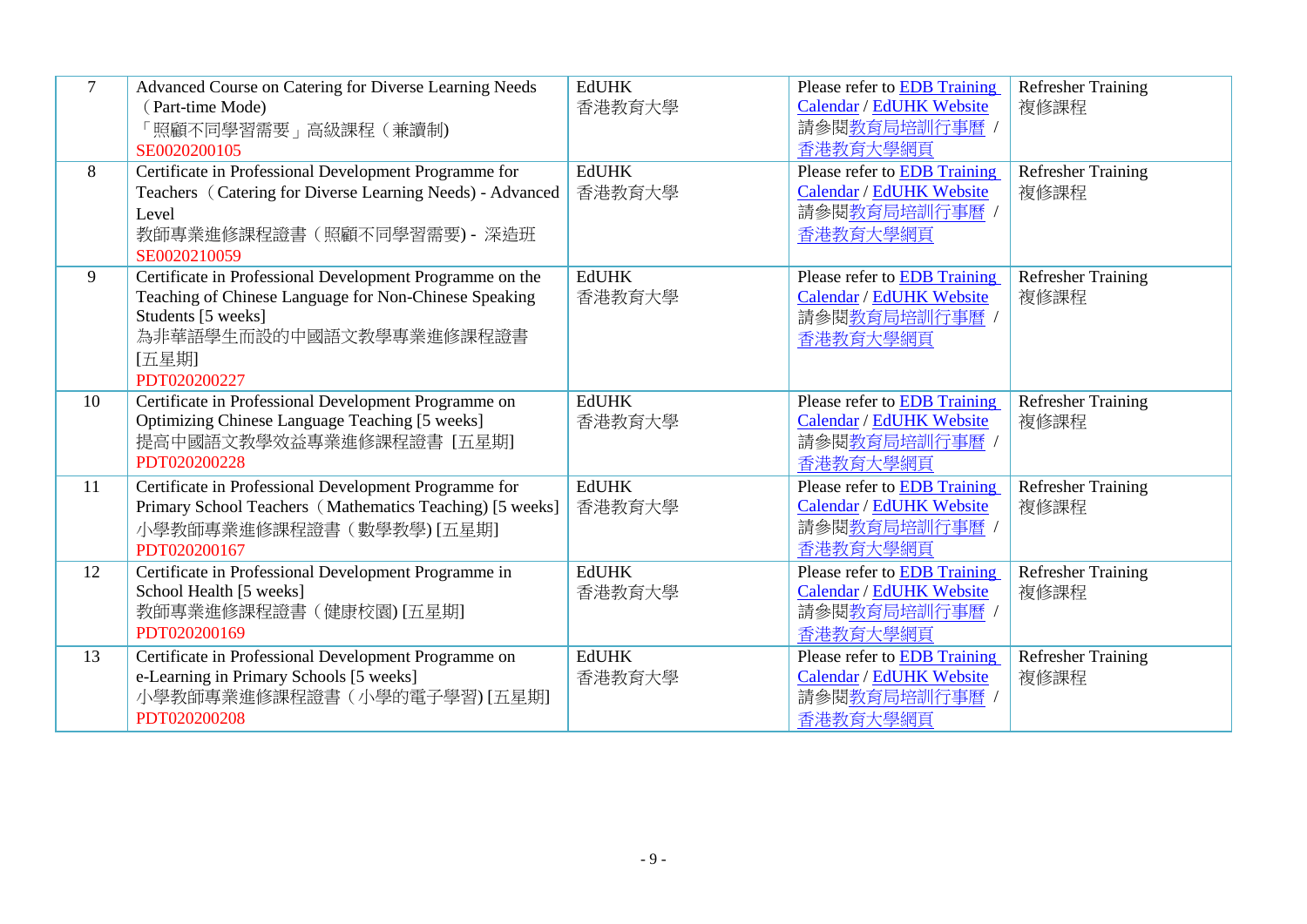| 7 | Advanced Course on Catering for Diverse Learning Needs（Part-time Mode）<br>「照顧不同學習需要」高級課程（兼讀制)<br>SE0020200105 | EdUHK<br>香港教育大學 | Please refer to EDB Training Calendar / EdUHK Website<br>請參閱教育局培訓行事曆 / 香港教育大學網頁 | Refresher Training<br>複修課程 |
|---|---|---|---|---|
| 8 | Certificate in Professional Development Programme for Teachers（Catering for Diverse Learning Needs) - Advanced Level<br>教師專業進修課程證書（照顧不同學習需要) - 深造班<br>SE0020210059 | EdUHK<br>香港教育大學 | Please refer to EDB Training Calendar / EdUHK Website<br>請參閱教育局培訓行事曆 / 香港教育大學網頁 | Refresher Training<br>複修課程 |
| 9 | Certificate in Professional Development Programme on the Teaching of Chinese Language for Non-Chinese Speaking Students [5 weeks]<br>為非華語學生而設的中國語文教學專業進修課程證書 [五星期]<br>PDT020200227 | EdUHK<br>香港教育大學 | Please refer to EDB Training Calendar / EdUHK Website<br>請參閱教育局培訓行事曆 / 香港教育大學網頁 | Refresher Training<br>複修課程 |
| 10 | Certificate in Professional Development Programme on Optimizing Chinese Language Teaching [5 weeks]<br>提高中國語文教學效益專業進修課程證書 [五星期]<br>PDT020200228 | EdUHK<br>香港教育大學 | Please refer to EDB Training Calendar / EdUHK Website<br>請參閱教育局培訓行事曆 / 香港教育大學網頁 | Refresher Training<br>複修課程 |
| 11 | Certificate in Professional Development Programme for Primary School Teachers（Mathematics Teaching) [5 weeks]<br>小學教師專業進修課程證書（數學教學) [五星期]<br>PDT020200167 | EdUHK<br>香港教育大學 | Please refer to EDB Training Calendar / EdUHK Website<br>請參閱教育局培訓行事曆 / 香港教育大學網頁 | Refresher Training<br>複修課程 |
| 12 | Certificate in Professional Development Programme in School Health [5 weeks]<br>教師專業進修課程證書（健康校園) [五星期]<br>PDT020200169 | EdUHK<br>香港教育大學 | Please refer to EDB Training Calendar / EdUHK Website<br>請參閱教育局培訓行事曆 / 香港教育大學網頁 | Refresher Training<br>複修課程 |
| 13 | Certificate in Professional Development Programme on e-Learning in Primary Schools [5 weeks]<br>小學教師專業進修課程證書（小學的電子學習) [五星期]<br>PDT020200208 | EdUHK<br>香港教育大學 | Please refer to EDB Training Calendar / EdUHK Website<br>請參閱教育局培訓行事曆 / 香港教育大學網頁 | Refresher Training<br>複修課程 |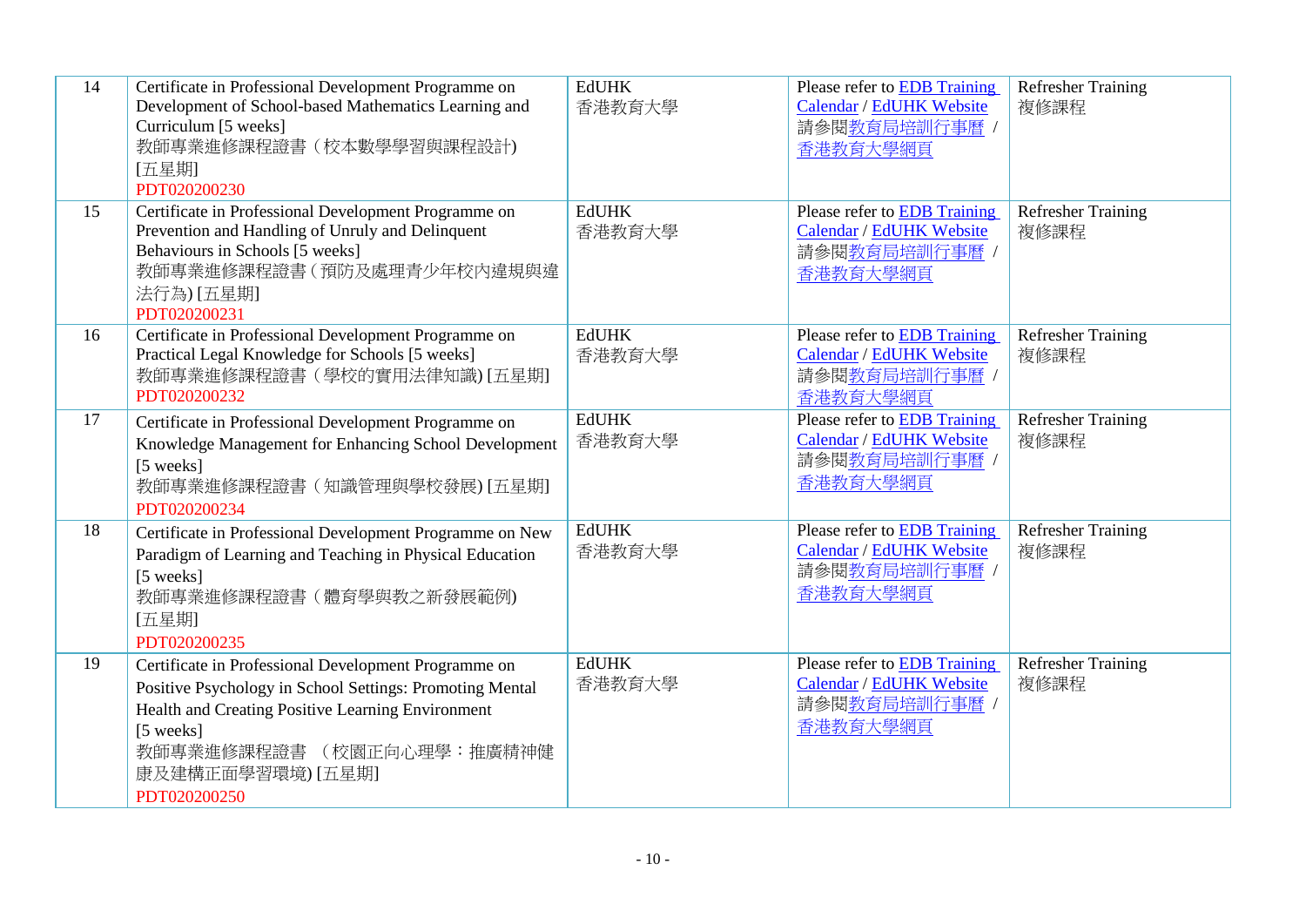| 14 | Certificate in Professional Development Programme on Development of School-based Mathematics Learning and Curriculum [5 weeks]<br>教師專業進修課程證書（校本數學學習與課程設計)<br>[五星期]<br>PDT020200230 | EdUHK<br>香港教育大學 | Please refer to EDB Training Calendar / EdUHK Website<br>請參閱教育局培訓行事曆 / 香港教育大學網頁 | Refresher Training<br>複修課程 |
|---|---|---|---|---|
| 15 | Certificate in Professional Development Programme on Prevention and Handling of Unruly and Delinquent Behaviours in Schools [5 weeks]<br>教師專業進修課程證書（預防及處理青少年校內違規與違法行為) [五星期]<br>PDT020200231 | EdUHK<br>香港教育大學 | Please refer to EDB Training Calendar / EdUHK Website<br>請參閱教育局培訓行事曆 / 香港教育大學網頁 | Refresher Training<br>複修課程 |
| 16 | Certificate in Professional Development Programme on Practical Legal Knowledge for Schools [5 weeks]<br>教師專業進修課程證書（學校的實用法律知識) [五星期]<br>PDT020200232 | EdUHK<br>香港教育大學 | Please refer to EDB Training Calendar / EdUHK Website<br>請參閱教育局培訓行事曆 / 香港教育大學網頁 | Refresher Training<br>複修課程 |
| 17 | Certificate in Professional Development Programme on Knowledge Management for Enhancing School Development [5 weeks]<br>教師專業進修課程證書（知識管理與學校發展) [五星期]<br>PDT020200234 | EdUHK<br>香港教育大學 | Please refer to EDB Training Calendar / EdUHK Website<br>請參閱教育局培訓行事曆 / 香港教育大學網頁 | Refresher Training<br>複修課程 |
| 18 | Certificate in Professional Development Programme on New Paradigm of Learning and Teaching in Physical Education [5 weeks]<br>教師專業進修課程證書（體育學與教之新發展範例)<br>[五星期]<br>PDT020200235 | EdUHK<br>香港教育大學 | Please refer to EDB Training Calendar / EdUHK Website<br>請參閱教育局培訓行事曆 / 香港教育大學網頁 | Refresher Training<br>複修課程 |
| 19 | Certificate in Professional Development Programme on Positive Psychology in School Settings: Promoting Mental Health and Creating Positive Learning Environment [5 weeks]<br>教師專業進修課程證書 （校園正向心理學：推廣精神健康及建構正面學習環境) [五星期]<br>PDT020200250 | EdUHK<br>香港教育大學 | Please refer to EDB Training Calendar / EdUHK Website<br>請參閱教育局培訓行事曆 / 香港教育大學網頁 | Refresher Training<br>複修課程 |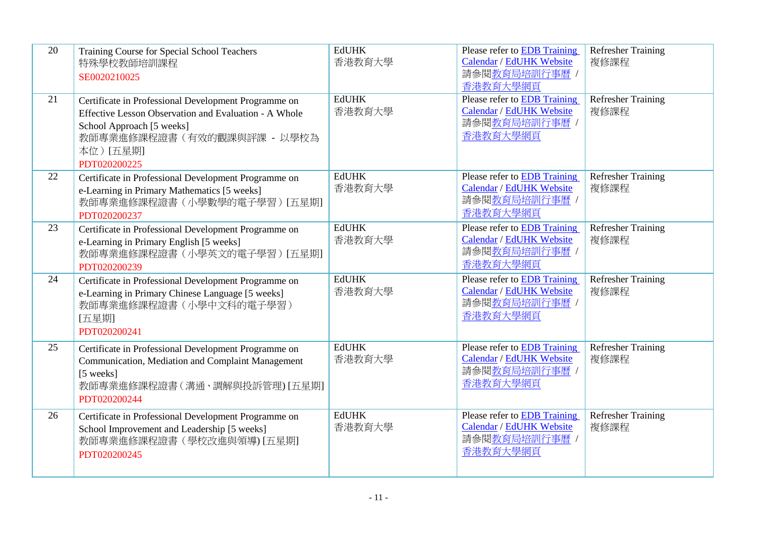| 20 | Training Course for Special School Teachers<br>特殊學校教師培訓課程<br>SE0020210025 | EdUHK<br>香港教育大學 | Please refer to EDB Training Calendar / EdUHK Website<br>請參閱教育局培訓行事曆 / 香港教育大學網頁 | Refresher Training<br>複修課程 |
|---|---|---|---|---|
| 21 | Certificate in Professional Development Programme on Effective Lesson Observation and Evaluation - A Whole School Approach [5 weeks]<br>教師專業進修課程證書（有效的觀課與評課 - 以學校為本位）[五星期]<br>PDT020200225 | EdUHK<br>香港教育大學 | Please refer to EDB Training Calendar / EdUHK Website<br>請參閱教育局培訓行事曆 / 香港教育大學網頁 | Refresher Training<br>複修課程 |
| 22 | Certificate in Professional Development Programme on e-Learning in Primary Mathematics [5 weeks]<br>教師專業進修課程證書（小學數學的電子學習）[五星期]<br>PDT020200237 | EdUHK<br>香港教育大學 | Please refer to EDB Training Calendar / EdUHK Website<br>請參閱教育局培訓行事曆 / 香港教育大學網頁 | Refresher Training<br>複修課程 |
| 23 | Certificate in Professional Development Programme on e-Learning in Primary English [5 weeks]<br>教師專業進修課程證書（小學英文的電子學習）[五星期]<br>PDT020200239 | EdUHK<br>香港教育大學 | Please refer to EDB Training Calendar / EdUHK Website<br>請參閱教育局培訓行事曆 / 香港教育大學網頁 | Refresher Training<br>複修課程 |
| 24 | Certificate in Professional Development Programme on e-Learning in Primary Chinese Language [5 weeks]<br>教師專業進修課程證書（小學中文科的電子學習）[五星期]<br>PDT020200241 | EdUHK<br>香港教育大學 | Please refer to EDB Training Calendar / EdUHK Website<br>請參閱教育局培訓行事曆 / 香港教育大學網頁 | Refresher Training<br>複修課程 |
| 25 | Certificate in Professional Development Programme on Communication, Mediation and Complaint Management [5 weeks]<br>教師專業進修課程證書（溝通、調解與投訴管理) [五星期]<br>PDT020200244 | EdUHK<br>香港教育大學 | Please refer to EDB Training Calendar / EdUHK Website<br>請參閱教育局培訓行事曆 / 香港教育大學網頁 | Refresher Training<br>複修課程 |
| 26 | Certificate in Professional Development Programme on School Improvement and Leadership [5 weeks]<br>教師專業進修課程證書（學校改進與領導) [五星期]<br>PDT020200245 | EdUHK<br>香港教育大學 | Please refer to EDB Training Calendar / EdUHK Website<br>請參閱教育局培訓行事曆 / 香港教育大學網頁 | Refresher Training<br>複修課程 |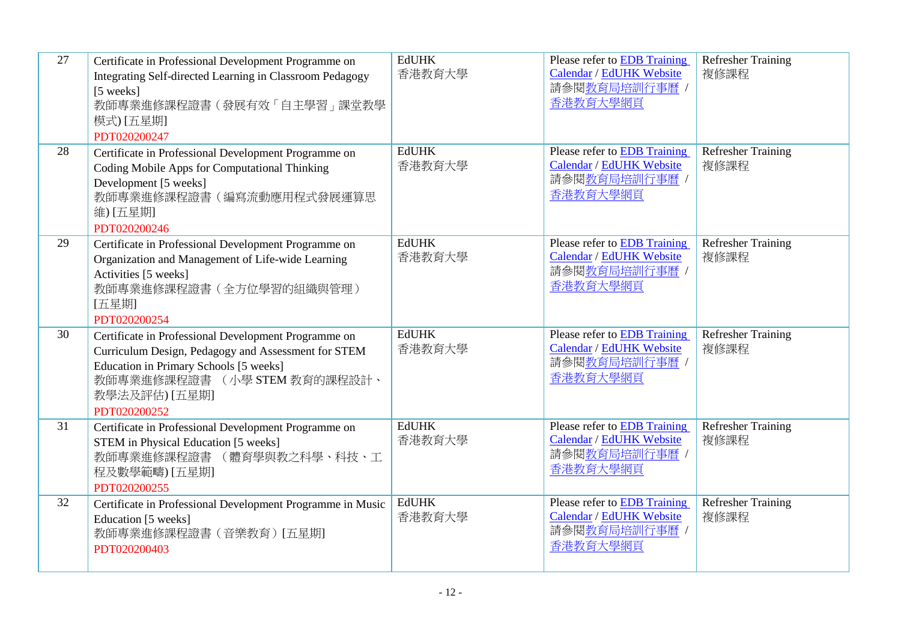| 27 | Certificate in Professional Development Programme on Integrating Self-directed Learning in Classroom Pedagogy [5 weeks]<br>教師專業進修課程證書（發展有效「自主學習」課堂教學模式) [五星期]<br>PDT020200247 | EdUHK<br>香港教育大學 | Please refer to EDB Training Calendar / EdUHK Website<br>請參閱教育局培訓行事曆 / 香港教育大學網頁 | Refresher Training<br>複修課程 |
|---|---|---|---|---|
| 28 | Certificate in Professional Development Programme on Coding Mobile Apps for Computational Thinking Development [5 weeks]<br>教師專業進修課程證書（編寫流動應用程式發展運算思維) [五星期]<br>PDT020200246 | EdUHK<br>香港教育大學 | Please refer to EDB Training Calendar / EdUHK Website<br>請參閱教育局培訓行事曆 / 香港教育大學網頁 | Refresher Training<br>複修課程 |
| 29 | Certificate in Professional Development Programme on Organization and Management of Life-wide Learning Activities [5 weeks]<br>教師專業進修課程證書（全方位學習的組織與管理）[五星期]<br>PDT020200254 | EdUHK<br>香港教育大學 | Please refer to EDB Training Calendar / EdUHK Website<br>請參閱教育局培訓行事曆 / 香港教育大學網頁 | Refresher Training<br>複修課程 |
| 30 | Certificate in Professional Development Programme on Curriculum Design, Pedagogy and Assessment for STEM Education in Primary Schools [5 weeks]<br>教師專業進修課程證書 （小學 STEM 教育的課程設計、教學法及評估) [五星期]<br>PDT020200252 | EdUHK<br>香港教育大學 | Please refer to EDB Training Calendar / EdUHK Website<br>請參閱教育局培訓行事曆 / 香港教育大學網頁 | Refresher Training<br>複修課程 |
| 31 | Certificate in Professional Development Programme on STEM in Physical Education [5 weeks]<br>教師專業進修課程證書 （體育學與教之科學、科技、工程及數學範疇) [五星期]<br>PDT020200255 | EdUHK<br>香港教育大學 | Please refer to EDB Training Calendar / EdUHK Website<br>請參閱教育局培訓行事曆 / 香港教育大學網頁 | Refresher Training<br>複修課程 |
| 32 | Certificate in Professional Development Programme in Music Education [5 weeks]<br>教師專業進修課程證書（音樂教育）[五星期]<br>PDT020200403 | EdUHK<br>香港教育大學 | Please refer to EDB Training Calendar / EdUHK Website<br>請參閱教育局培訓行事曆 / 香港教育大學網頁 | Refresher Training<br>複修課程 |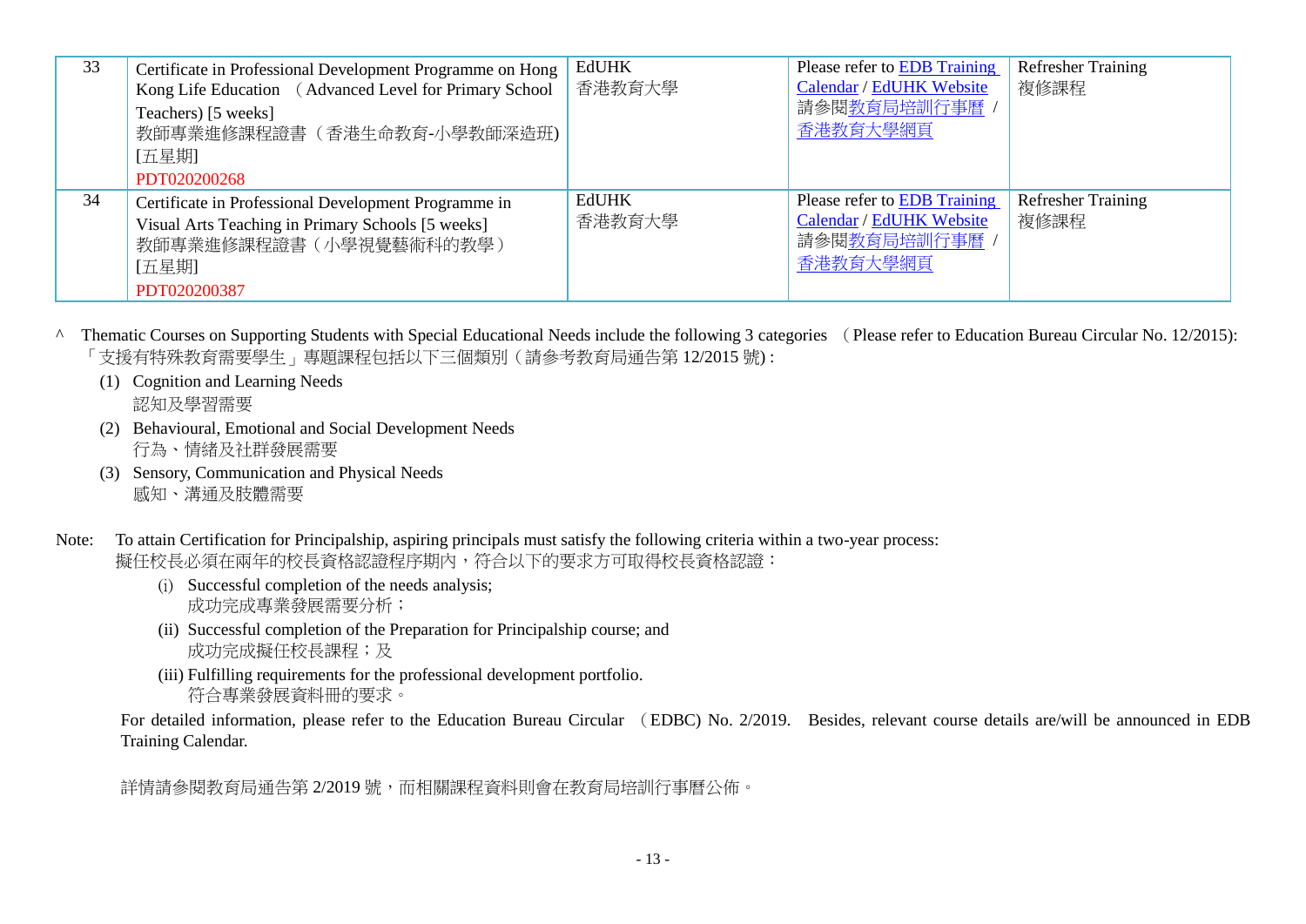| | | | | |
|---|---|---|---|---|
| 33 | Certificate in Professional Development Programme on Hong Kong Life Education （Advanced Level for Primary School Teachers) [5 weeks]<br>教師專業進修課程證書（香港生命教育-小學教師深造班)<br>[五星期]<br>PDT020200268 | EdUHK<br>香港教育大學 | Please refer to EDB Training Calendar / EdUHK Website<br>請參閱教育局培訓行事曆 / 香港教育大學網頁 | Refresher Training<br>複修課程 |
| 34 | Certificate in Professional Development Programme in Visual Arts Teaching in Primary Schools [5 weeks]<br>教師專業進修課程證書（小學視覺藝術科的教學）<br>[五星期]<br>PDT020200387 | EdUHK<br>香港教育大學 | Please refer to EDB Training Calendar / EdUHK Website<br>請參閱教育局培訓行事曆 / 香港教育大學網頁 | Refresher Training<br>複修課程 |

^ Thematic Courses on Supporting Students with Special Educational Needs include the following 3 categories （Please refer to Education Bureau Circular No. 12/2015):
「支援有特殊教育需要學生」專題課程包括以下三個類別（請參考教育局通告第 12/2015 號）:

(1) Cognition and Learning Needs
認知及學習需要

(2) Behavioural, Emotional and Social Development Needs
行為、情緒及社群發展需要

(3) Sensory, Communication and Physical Needs
感知、溝通及肢體需要

Note: To attain Certification for Principalship, aspiring principals must satisfy the following criteria within a two-year process:
擬任校長必須在兩年的校長資格認證程序期內，符合以下的要求方可取得校長資格認證：

(i) Successful completion of the needs analysis;
成功完成專業發展需要分析；

(ii) Successful completion of the Preparation for Principalship course; and
成功完成擬任校長課程；及

(iii) Fulfilling requirements for the professional development portfolio.
符合專業發展資料冊的要求。

For detailed information, please refer to the Education Bureau Circular （EDBC) No. 2/2019. Besides, relevant course details are/will be announced in EDB Training Calendar.

詳情請參閱教育局通告第 2/2019 號，而相關課程資料則會在教育局培訓行事曆公佈。